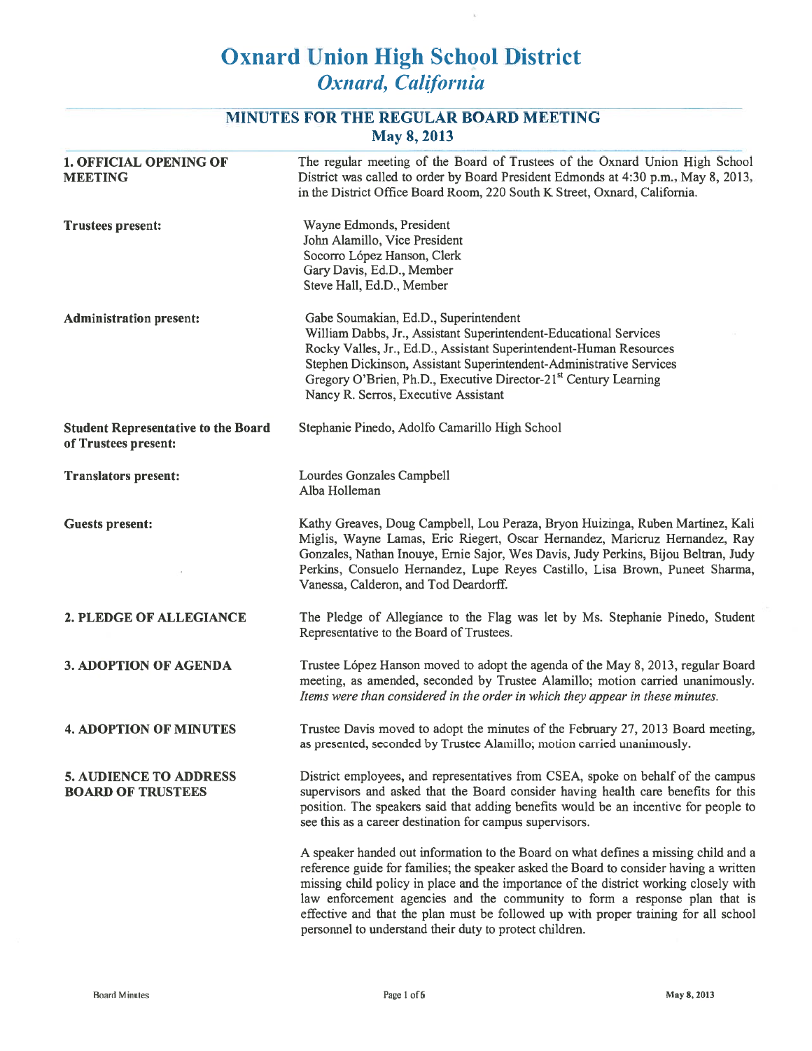# Oxnard Union High School District
## *Oxnard, California*

## MINUTES FOR THE REGULAR BOARD MEETING
### May 8, 2013

**1. OFFICIAL OPENING OF MEETING**

The regular meeting of the Board of Trustees of the Oxnard Union High School District was called to order by Board President Edmonds at 4:30 p.m., May 8, 2013, in the District Office Board Room, 220 South K Street, Oxnard, California.

**Trustees present:**

Wayne Edmonds, President
John Alamillo, Vice President
Socorro López Hanson, Clerk
Gary Davis, Ed.D., Member
Steve Hall, Ed.D., Member

**Administration present:**

Gabe Soumakian, Ed.D., Superintendent
William Dabbs, Jr., Assistant Superintendent-Educational Services
Rocky Valles, Jr., Ed.D., Assistant Superintendent-Human Resources
Stephen Dickinson, Assistant Superintendent-Administrative Services
Gregory O'Brien, Ph.D., Executive Director-21st Century Learning
Nancy R. Serros, Executive Assistant

**Student Representative to the Board of Trustees present:**

Stephanie Pinedo, Adolfo Camarillo High School

**Translators present:**

Lourdes Gonzales Campbell
Alba Holleman

**Guests present:**

Kathy Greaves, Doug Campbell, Lou Peraza, Bryon Huizinga, Ruben Martinez, Kali Miglis, Wayne Lamas, Eric Riegert, Oscar Hernandez, Maricruz Hernandez, Ray Gonzales, Nathan Inouye, Ernie Sajor, Wes Davis, Judy Perkins, Bijou Beltran, Judy Perkins, Consuelo Hernandez, Lupe Reyes Castillo, Lisa Brown, Puneet Sharma, Vanessa, Calderon, and Tod Deardorff.

**2. PLEDGE OF ALLEGIANCE**

The Pledge of Allegiance to the Flag was let by Ms. Stephanie Pinedo, Student Representative to the Board of Trustees.

**3. ADOPTION OF AGENDA**

Trustee López Hanson moved to adopt the agenda of the May 8, 2013, regular Board meeting, as amended, seconded by Trustee Alamillo; motion carried unanimously. *Items were than considered in the order in which they appear in these minutes.*

**4. ADOPTION OF MINUTES**

Trustee Davis moved to adopt the minutes of the February 27, 2013 Board meeting, as presented, seconded by Trustee Alamillo; motion carried unanimously.

**5. AUDIENCE TO ADDRESS BOARD OF TRUSTEES**

District employees, and representatives from CSEA, spoke on behalf of the campus supervisors and asked that the Board consider having health care benefits for this position. The speakers said that adding benefits would be an incentive for people to see this as a career destination for campus supervisors.

A speaker handed out information to the Board on what defines a missing child and a reference guide for families; the speaker asked the Board to consider having a written missing child policy in place and the importance of the district working closely with law enforcement agencies and the community to form a response plan that is effective and that the plan must be followed up with proper training for all school personnel to understand their duty to protect children.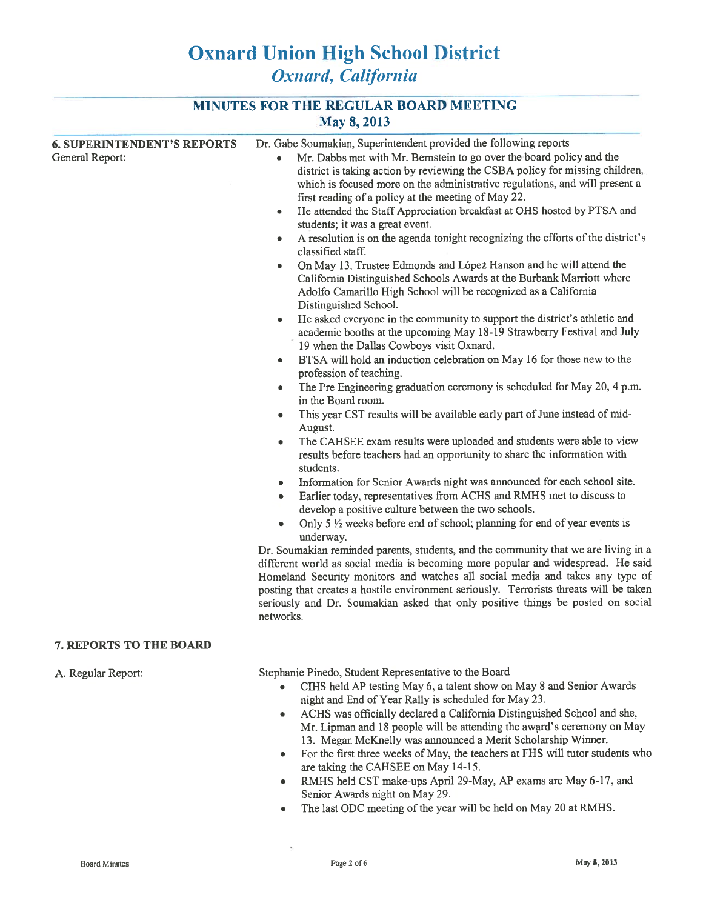# Oxnard Union High School District

*Oxnard, California*

## MINUTES FOR THE REGULAR BOARD MEETING
May 8, 2013

**6. SUPERINTENDENT'S REPORTS**

General Report:

Dr. Gabe Soumakian, Superintendent provided the following reports

- Mr. Dabbs met with Mr. Bernstein to go over the board policy and the district is taking action by reviewing the CSBA policy for missing children, which is focused more on the administrative regulations, and will present a first reading of a policy at the meeting of May 22.
- He attended the Staff Appreciation breakfast at OHS hosted by PTSA and students; it was a great event.
- A resolution is on the agenda tonight recognizing the efforts of the district's classified staff.
- On May 13, Trustee Edmonds and López Hanson and he will attend the California Distinguished Schools Awards at the Burbank Marriott where Adolfo Camarillo High School will be recognized as a California Distinguished School.
- He asked everyone in the community to support the district's athletic and academic booths at the upcoming May 18-19 Strawberry Festival and July 19 when the Dallas Cowboys visit Oxnard.
- BTSA will hold an induction celebration on May 16 for those new to the profession of teaching.
- The Pre Engineering graduation ceremony is scheduled for May 20, 4 p.m. in the Board room.
- This year CST results will be available early part of June instead of mid-August.
- The CAHSEE exam results were uploaded and students were able to view results before teachers had an opportunity to share the information with students.
- Information for Senior Awards night was announced for each school site.
- Earlier today, representatives from ACHS and RMHS met to discuss to develop a positive culture between the two schools.
- Only 5 ½ weeks before end of school; planning for end of year events is underway.

Dr. Soumakian reminded parents, students, and the community that we are living in a different world as social media is becoming more popular and widespread. He said Homeland Security monitors and watches all social media and takes any type of posting that creates a hostile environment seriously. Terrorists threats will be taken seriously and Dr. Soumakian asked that only positive things be posted on social networks.

**7. REPORTS TO THE BOARD**

A. Regular Report:

Stephanie Pinedo, Student Representative to the Board

- CIHS held AP testing May 6, a talent show on May 8 and Senior Awards night and End of Year Rally is scheduled for May 23.
- ACHS was officially declared a California Distinguished School and she, Mr. Lipman and 18 people will be attending the award's ceremony on May 13. Megan McKnelly was announced a Merit Scholarship Winner.
- For the first three weeks of May, the teachers at FHS will tutor students who are taking the CAHSEE on May 14-15.
- RMHS held CST make-ups April 29-May, AP exams are May 6-17, and Senior Awards night on May 29.
- The last ODC meeting of the year will be held on May 20 at RMHS.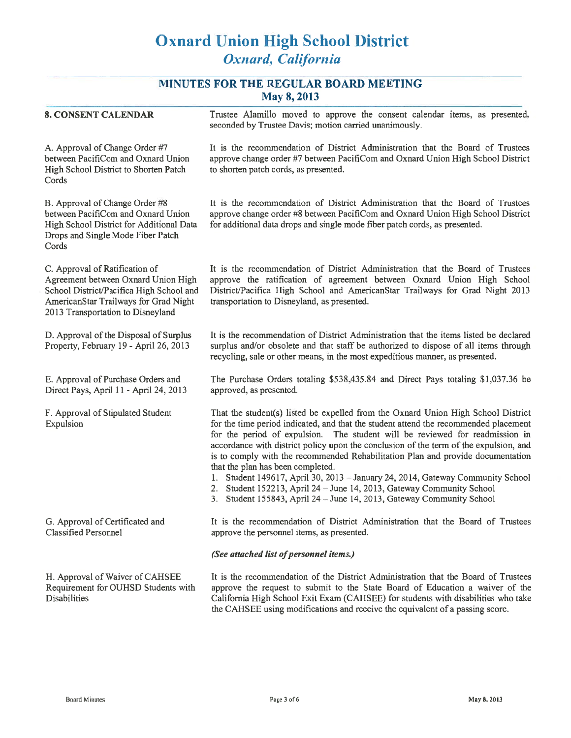# Oxnard Union High School District
## *Oxnard, California*

## MINUTES FOR THE REGULAR BOARD MEETING
## May 8, 2013

**8. CONSENT CALENDAR**

Trustee Alamillo moved to approve the consent calendar items, as presented, seconded by Trustee Davis; motion carried unanimously.

A. Approval of Change Order #7 between PacifiCom and Oxnard Union High School District to Shorten Patch Cords

It is the recommendation of District Administration that the Board of Trustees approve change order #7 between PacifiCom and Oxnard Union High School District to shorten patch cords, as presented.

B. Approval of Change Order #8 between PacifiCom and Oxnard Union High School District for Additional Data Drops and Single Mode Fiber Patch Cords

It is the recommendation of District Administration that the Board of Trustees approve change order #8 between PacifiCom and Oxnard Union High School District for additional data drops and single mode fiber patch cords, as presented.

C. Approval of Ratification of Agreement between Oxnard Union High School District/Pacifica High School and AmericanStar Trailways for Grad Night 2013 Transportation to Disneyland

It is the recommendation of District Administration that the Board of Trustees approve the ratification of agreement between Oxnard Union High School District/Pacifica High School and AmericanStar Trailways for Grad Night 2013 transportation to Disneyland, as presented.

D. Approval of the Disposal of Surplus Property, February 19 - April 26, 2013

It is the recommendation of District Administration that the items listed be declared surplus and/or obsolete and that staff be authorized to dispose of all items through recycling, sale or other means, in the most expeditious manner, as presented.

E. Approval of Purchase Orders and Direct Pays, April 11 - April 24, 2013

The Purchase Orders totaling $538,435.84 and Direct Pays totaling $1,037.36 be approved, as presented.

F. Approval of Stipulated Student Expulsion

That the student(s) listed be expelled from the Oxnard Union High School District for the time period indicated, and that the student attend the recommended placement for the period of expulsion. The student will be reviewed for readmission in accordance with district policy upon the conclusion of the term of the expulsion, and is to comply with the recommended Rehabilitation Plan and provide documentation that the plan has been completed.

1. Student 149617, April 30, 2013 – January 24, 2014, Gateway Community School
2. Student 152213, April 24 – June 14, 2013, Gateway Community School
3. Student 155843, April 24 – June 14, 2013, Gateway Community School

G. Approval of Certificated and Classified Personnel

It is the recommendation of District Administration that the Board of Trustees approve the personnel items, as presented.

***(See attached list of personnel items.)***

H. Approval of Waiver of CAHSEE Requirement for OUHSD Students with Disabilities

It is the recommendation of the District Administration that the Board of Trustees approve the request to submit to the State Board of Education a waiver of the California High School Exit Exam (CAHSEE) for students with disabilities who take the CAHSEE using modifications and receive the equivalent of a passing score.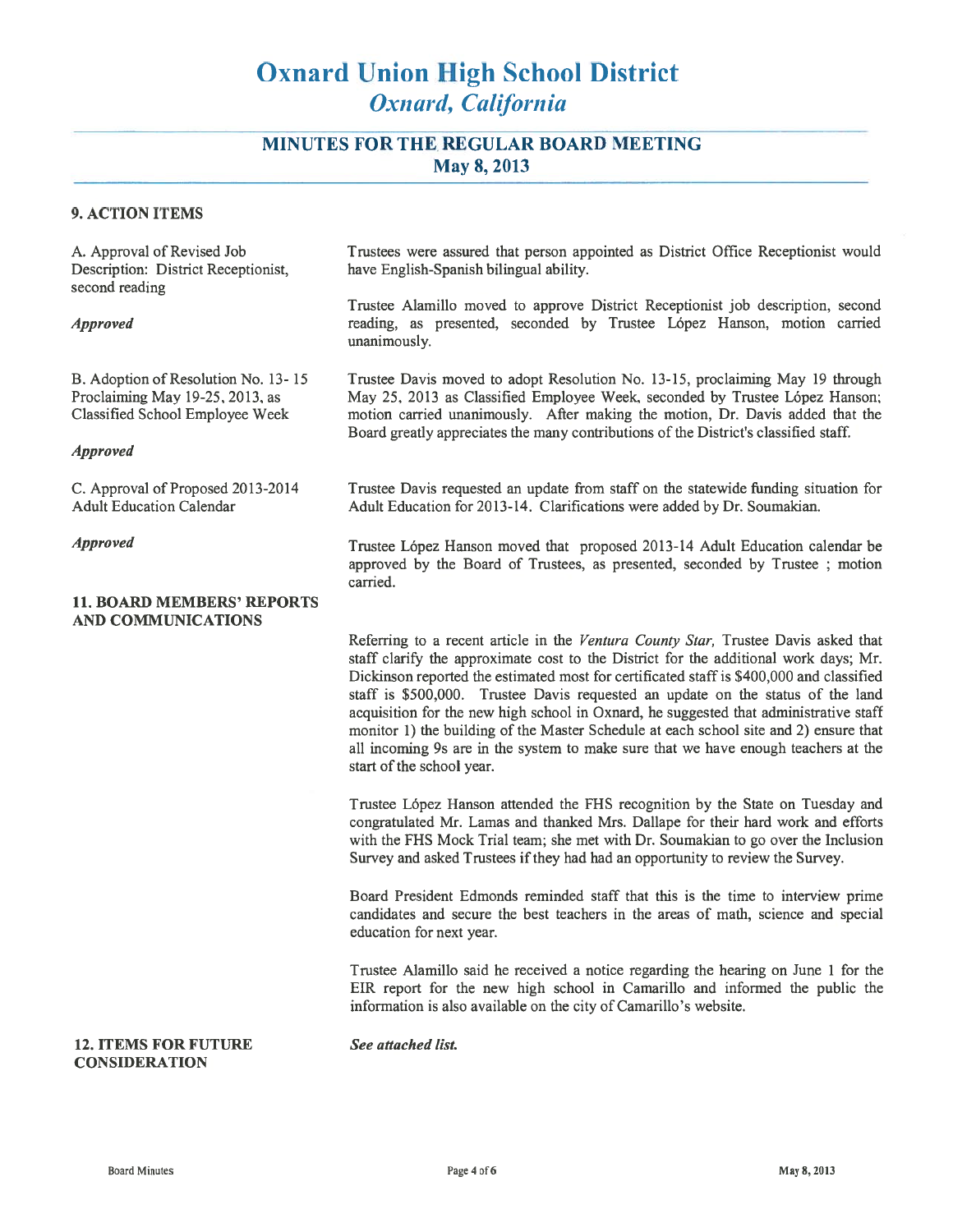# Oxnard Union High School District
## *Oxnard, California*

### MINUTES FOR THE REGULAR BOARD MEETING
### May 8, 2013

#### 9. ACTION ITEMS

A. Approval of Revised Job Description: District Receptionist, second reading

***Approved***

Trustees were assured that person appointed as District Office Receptionist would have English-Spanish bilingual ability.

Trustee Alamillo moved to approve District Receptionist job description, second reading, as presented, seconded by Trustee López Hanson, motion carried unanimously.

B. Adoption of Resolution No. 13- 15 Proclaiming May 19-25, 2013, as Classified School Employee Week

***Approved***

Trustee Davis moved to adopt Resolution No. 13-15, proclaiming May 19 through May 25, 2013 as Classified Employee Week, seconded by Trustee López Hanson; motion carried unanimously. After making the motion, Dr. Davis added that the Board greatly appreciates the many contributions of the District's classified staff.

C. Approval of Proposed 2013-2014 Adult Education Calendar

***Approved***

Trustee Davis requested an update from staff on the statewide funding situation for Adult Education for 2013-14. Clarifications were added by Dr. Soumakian.

Trustee López Hanson moved that proposed 2013-14 Adult Education calendar be approved by the Board of Trustees, as presented, seconded by Trustee ; motion carried.

#### 11. BOARD MEMBERS' REPORTS AND COMMUNICATIONS

Referring to a recent article in the *Ventura County Star,* Trustee Davis asked that staff clarify the approximate cost to the District for the additional work days; Mr. Dickinson reported the estimated most for certificated staff is $400,000 and classified staff is $500,000. Trustee Davis requested an update on the status of the land acquisition for the new high school in Oxnard, he suggested that administrative staff monitor 1) the building of the Master Schedule at each school site and 2) ensure that all incoming 9s are in the system to make sure that we have enough teachers at the start of the school year.

Trustee López Hanson attended the FHS recognition by the State on Tuesday and congratulated Mr. Lamas and thanked Mrs. Dallape for their hard work and efforts with the FHS Mock Trial team; she met with Dr. Soumakian to go over the Inclusion Survey and asked Trustees if they had had an opportunity to review the Survey.

Board President Edmonds reminded staff that this is the time to interview prime candidates and secure the best teachers in the areas of math, science and special education for next year.

Trustee Alamillo said he received a notice regarding the hearing on June 1 for the EIR report for the new high school in Camarillo and informed the public the information is also available on the city of Camarillo's website.

#### 12. ITEMS FOR FUTURE CONSIDERATION

***See attached list.***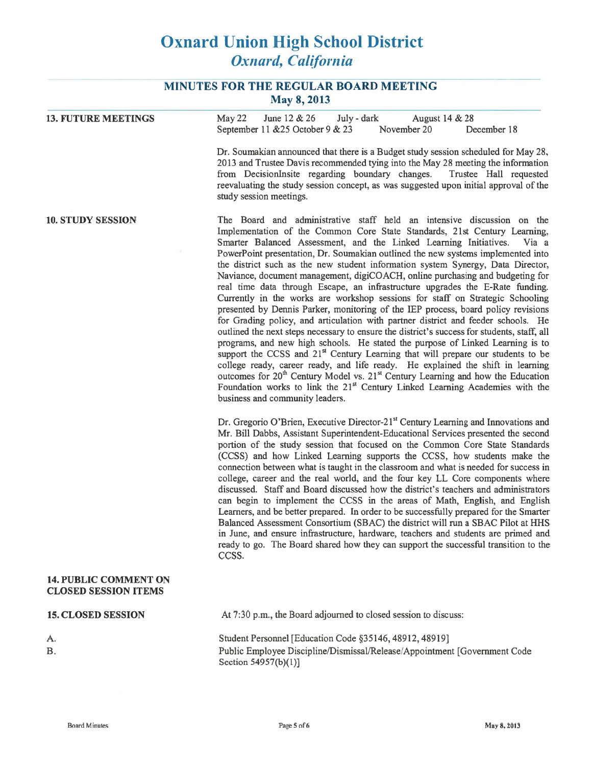# Oxnard Union High School District
## *Oxnard, California*

### MINUTES FOR THE REGULAR BOARD MEETING
### May 8, 2013

**13. FUTURE MEETINGS**

May 22 June 12 & 26 July - dark August 14 & 28
September 11 &25 October 9 & 23 November 20 December 18

Dr. Soumakian announced that there is a Budget study session scheduled for May 28, 2013 and Trustee Davis recommended tying into the May 28 meeting the information from DecisionInsite regarding boundary changes. Trustee Hall requested reevaluating the study session concept, as was suggested upon initial approval of the study session meetings.

**10. STUDY SESSION**

The Board and administrative staff held an intensive discussion on the Implementation of the Common Core State Standards, 21st Century Learning, Smarter Balanced Assessment, and the Linked Learning Initiatives. Via a PowerPoint presentation, Dr. Soumakian outlined the new systems implemented into the district such as the new student information system Synergy, Data Director, Naviance, document management, digiCOACH, online purchasing and budgeting for real time data through Escape, an infrastructure upgrades the E-Rate funding. Currently in the works are workshop sessions for staff on Strategic Schooling presented by Dennis Parker, monitoring of the IEP process, board policy revisions for Grading policy, and articulation with partner district and feeder schools. He outlined the next steps necessary to ensure the district's success for students, staff, all programs, and new high schools. He stated the purpose of Linked Learning is to support the CCSS and 21st Century Learning that will prepare our students to be college ready, career ready, and life ready. He explained the shift in learning outcomes for 20th Century Model vs. 21st Century Learning and how the Education Foundation works to link the 21st Century Linked Learning Academies with the business and community leaders.

Dr. Gregorio O'Brien, Executive Director-21st Century Learning and Innovations and Mr. Bill Dabbs, Assistant Superintendent-Educational Services presented the second portion of the study session that focused on the Common Core State Standards (CCSS) and how Linked Learning supports the CCSS, how students make the connection between what is taught in the classroom and what is needed for success in college, career and the real world, and the four key LL Core components where discussed. Staff and Board discussed how the district's teachers and administrators can begin to implement the CCSS in the areas of Math, English, and English Learners, and be better prepared. In order to be successfully prepared for the Smarter Balanced Assessment Consortium (SBAC) the district will run a SBAC Pilot at HHS in June, and ensure infrastructure, hardware, teachers and students are primed and ready to go. The Board shared how they can support the successful transition to the CCSS.

**14. PUBLIC COMMENT ON CLOSED SESSION ITEMS**

**15. CLOSED SESSION**

At 7:30 p.m., the Board adjourned to closed session to discuss:

A. Student Personnel [Education Code §35146, 48912, 48919]

B. Public Employee Discipline/Dismissal/Release/Appointment [Government Code Section 54957(b)(1)]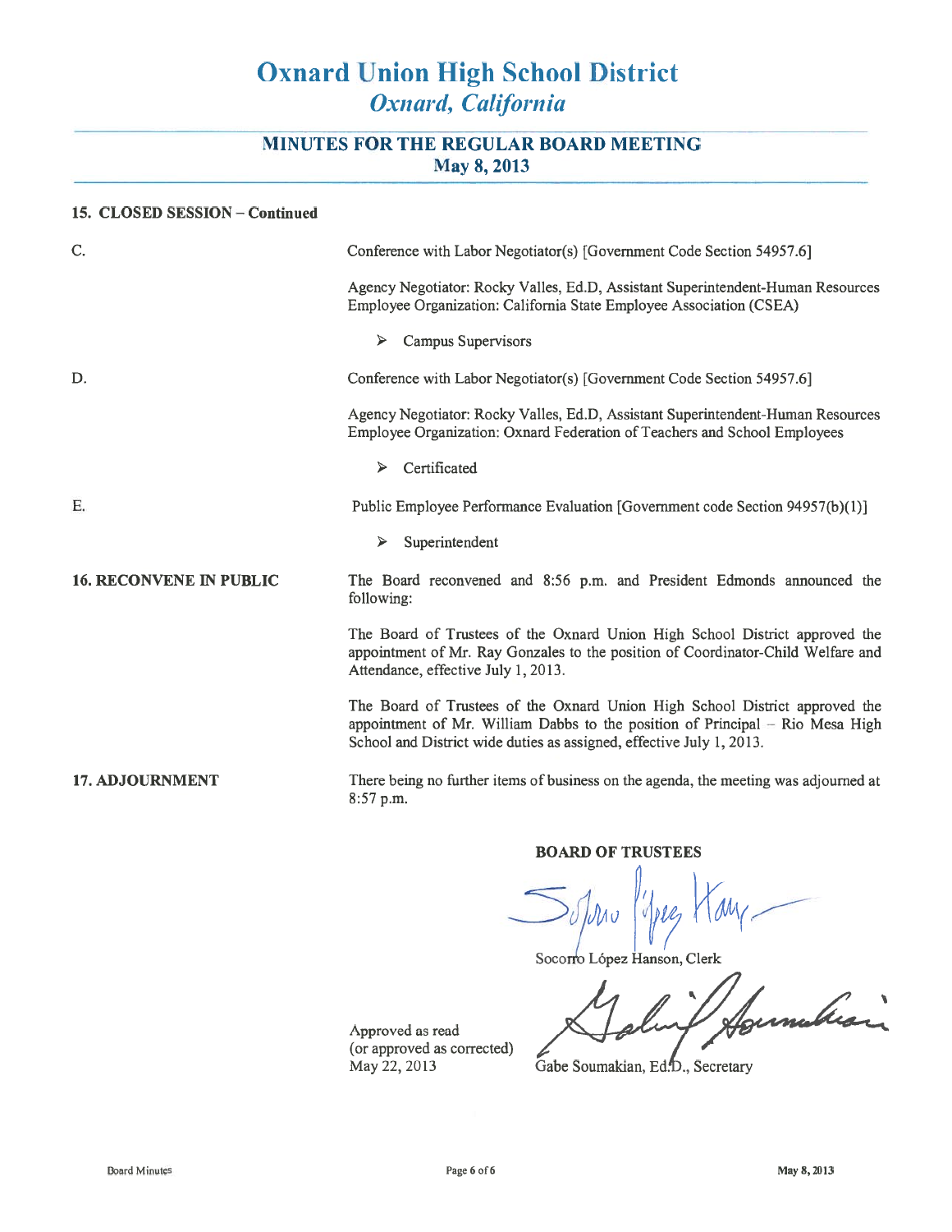# Oxnard Union High School District
*Oxnard, California*

## MINUTES FOR THE REGULAR BOARD MEETING
**May 8, 2013**

**15. CLOSED SESSION – Continued**

C. Conference with Labor Negotiator(s) [Government Code Section 54957.6]

Agency Negotiator: Rocky Valles, Ed.D, Assistant Superintendent-Human Resources
Employee Organization: California State Employee Association (CSEA)

- Campus Supervisors

D. Conference with Labor Negotiator(s) [Government Code Section 54957.6]

Agency Negotiator: Rocky Valles, Ed.D, Assistant Superintendent-Human Resources
Employee Organization: Oxnard Federation of Teachers and School Employees

- Certificated

E. Public Employee Performance Evaluation [Government code Section 94957(b)(1)]

- Superintendent

**16. RECONVENE IN PUBLIC**

The Board reconvened and 8:56 p.m. and President Edmonds announced the following:

The Board of Trustees of the Oxnard Union High School District approved the appointment of Mr. Ray Gonzales to the position of Coordinator-Child Welfare and Attendance, effective July 1, 2013.

The Board of Trustees of the Oxnard Union High School District approved the appointment of Mr. William Dabbs to the position of Principal – Rio Mesa High School and District wide duties as assigned, effective July 1, 2013.

**17. ADJOURNMENT**

There being no further items of business on the agenda, the meeting was adjourned at 8:57 p.m.

**BOARD OF TRUSTEES**

Socorro López Hanson, Clerk

Approved as read
(or approved as corrected)
May 22, 2013

Gabe Soumakian, Ed.D., Secretary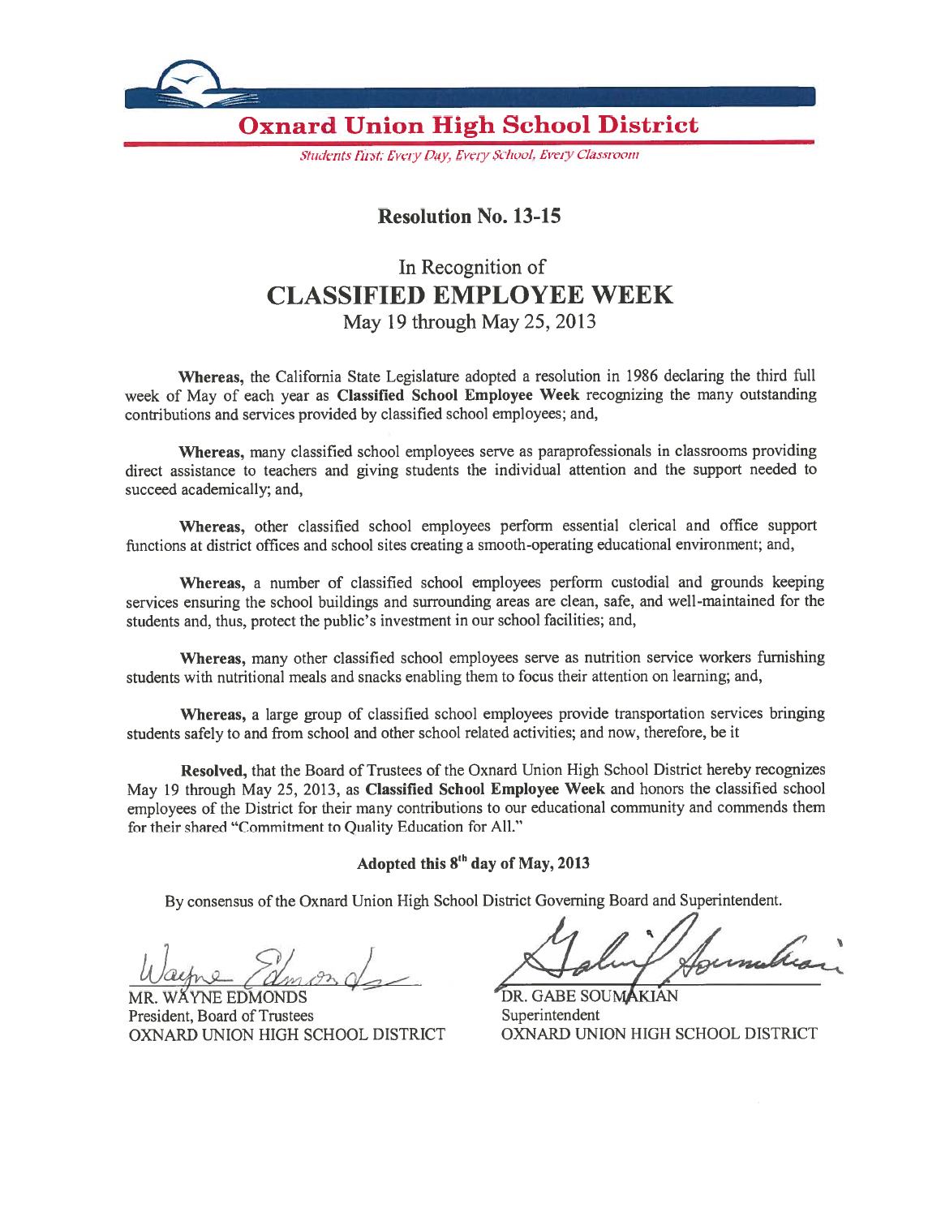# Oxnard Union High School District

*Students First: Every Day, Every School, Every Classroom*

## Resolution No. 13-15

In Recognition of

# CLASSIFIED EMPLOYEE WEEK

May 19 through May 25, 2013

**Whereas,** the California State Legislature adopted a resolution in 1986 declaring the third full week of May of each year as **Classified School Employee Week** recognizing the many outstanding contributions and services provided by classified school employees; and,

**Whereas,** many classified school employees serve as paraprofessionals in classrooms providing direct assistance to teachers and giving students the individual attention and the support needed to succeed academically; and,

**Whereas,** other classified school employees perform essential clerical and office support functions at district offices and school sites creating a smooth-operating educational environment; and,

**Whereas,** a number of classified school employees perform custodial and grounds keeping services ensuring the school buildings and surrounding areas are clean, safe, and well-maintained for the students and, thus, protect the public's investment in our school facilities; and,

**Whereas,** many other classified school employees serve as nutrition service workers furnishing students with nutritional meals and snacks enabling them to focus their attention on learning; and,

**Whereas,** a large group of classified school employees provide transportation services bringing students safely to and from school and other school related activities; and now, therefore, be it

**Resolved,** that the Board of Trustees of the Oxnard Union High School District hereby recognizes May 19 through May 25, 2013, as **Classified School Employee Week** and honors the classified school employees of the District for their many contributions to our educational community and commends them for their shared "Commitment to Quality Education for All."

**Adopted this 8th day of May, 2013**

By consensus of the Oxnard Union High School District Governing Board and Superintendent.

MR. WAYNE EDMONDS
President, Board of Trustees
OXNARD UNION HIGH SCHOOL DISTRICT

DR. GABE SOUMAKIAN
Superintendent
OXNARD UNION HIGH SCHOOL DISTRICT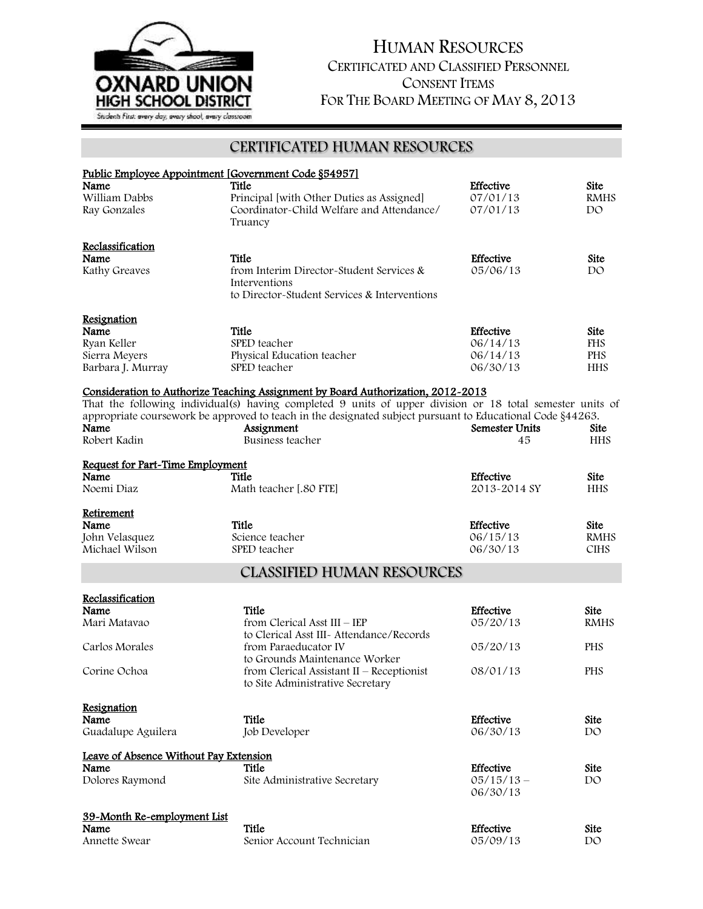# Human Resources

## Certificated and Classified Personnel

## Consent Items

## For The Board Meeting of May 8, 2013

## CERTIFICATED HUMAN RESOURCES

### Public Employee Appointment [Government Code §54957]

| Name | Title | Effective | Site |
|---|---|---|---|
| William Dabbs | Principal [with Other Duties as Assigned] | 07/01/13 | RMHS |
| Ray Gonzales | Coordinator-Child Welfare and Attendance/ Truancy | 07/01/13 | DO |

### Reclassification

| Name | Title | Effective | Site |
|---|---|---|---|
| Kathy Greaves | from Interim Director-Student Services & Interventions to Director-Student Services & Interventions | 05/06/13 | DO |

### Resignation

| Name | Title | Effective | Site |
|---|---|---|---|
| Ryan Keller | SPED teacher | 06/14/13 | FHS |
| Sierra Meyers | Physical Education teacher | 06/14/13 | PHS |
| Barbara J. Murray | SPED teacher | 06/30/13 | HHS |

### Consideration to Authorize Teaching Assignment by Board Authorization, 2012-2013

That the following individual(s) having completed 9 units of upper division or 18 total semester units of appropriate coursework be approved to teach in the designated subject pursuant to Educational Code §44263.

| Name | Assignment | Semester Units | Site |
|---|---|---|---|
| Robert Kadin | Business teacher | 45 | HHS |

### Request for Part-Time Employment

| Name | Title | Effective | Site |
|---|---|---|---|
| Noemi Diaz | Math teacher [.80 FTE] | 2013-2014 SY | HHS |

### Retirement

| Name | Title | Effective | Site |
|---|---|---|---|
| John Velasquez | Science teacher | 06/15/13 | RMHS |
| Michael Wilson | SPED teacher | 06/30/13 | CIHS |

## CLASSIFIED HUMAN RESOURCES

### Reclassification

| Name | Title | Effective | Site |
|---|---|---|---|
| Mari Matavao | from Clerical Asst III – IEP to Clerical Asst III- Attendance/Records | 05/20/13 | RMHS |
| Carlos Morales | from Paraeducator IV to Grounds Maintenance Worker | 05/20/13 | PHS |
| Corine Ochoa | from Clerical Assistant II – Receptionist to Site Administrative Secretary | 08/01/13 | PHS |

### Resignation

| Name | Title | Effective | Site |
|---|---|---|---|
| Guadalupe Aguilera | Job Developer | 06/30/13 | DO |

### Leave of Absence Without Pay Extension

| Name | Title | Effective | Site |
|---|---|---|---|
| Dolores Raymond | Site Administrative Secretary | 05/15/13 – 06/30/13 | DO |

### 39-Month Re-employment List

| Name | Title | Effective | Site |
|---|---|---|---|
| Annette Swear | Senior Account Technician | 05/09/13 | DO |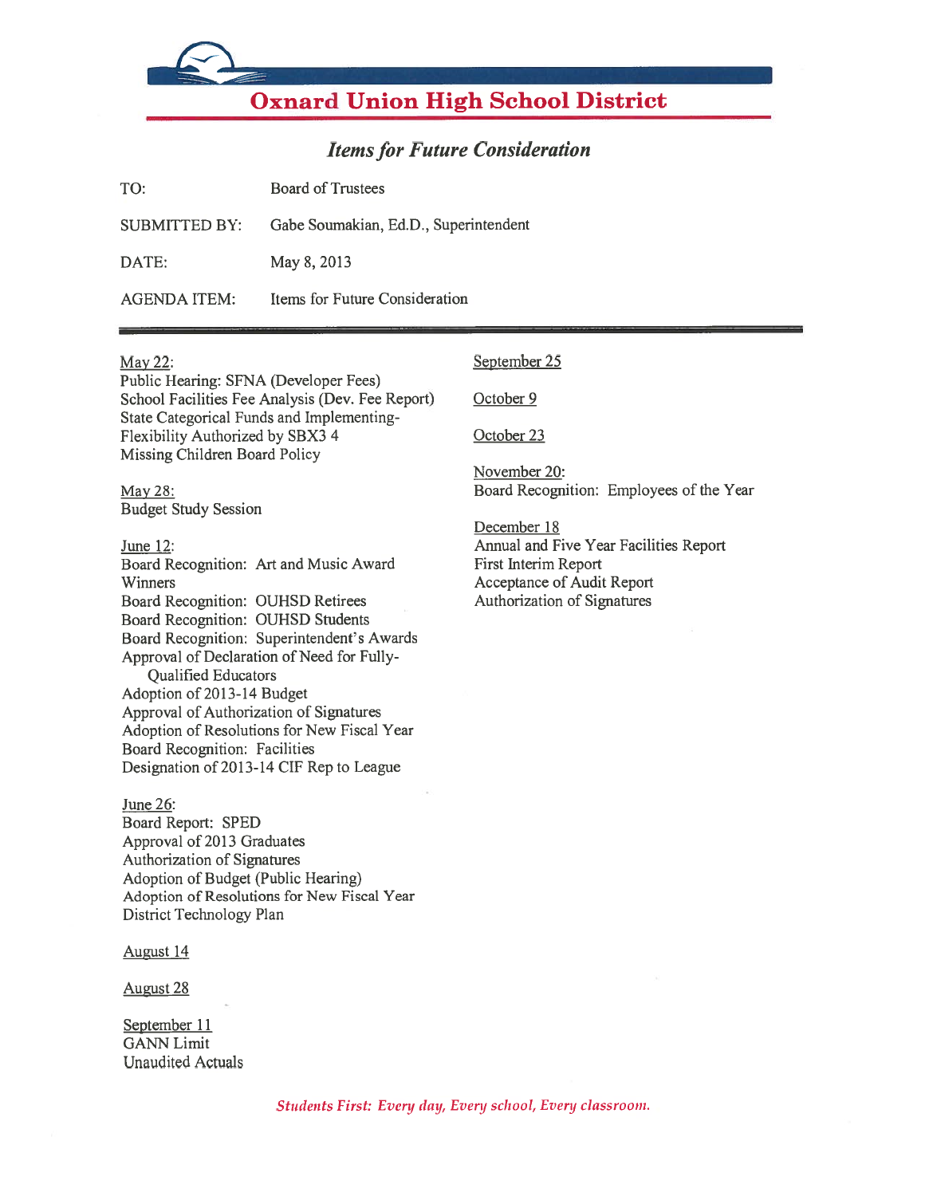# Oxnard Union High School District

## *Items for Future Consideration*

| | |
|---|---|
| TO: | Board of Trustees |
| SUBMITTED BY: | Gabe Soumakian, Ed.D., Superintendent |
| DATE: | May 8, 2013 |
| AGENDA ITEM: | Items for Future Consideration |

May 22:
Public Hearing: SFNA (Developer Fees)
School Facilities Fee Analysis (Dev. Fee Report)
State Categorical Funds and Implementing-Flexibility Authorized by SBX3 4
Missing Children Board Policy

May 28:
Budget Study Session

June 12:
Board Recognition: Art and Music Award Winners
Board Recognition: OUHSD Retirees
Board Recognition: OUHSD Students
Board Recognition: Superintendent's Awards
Approval of Declaration of Need for Fully-Qualified Educators
Adoption of 2013-14 Budget
Approval of Authorization of Signatures
Adoption of Resolutions for New Fiscal Year
Board Recognition: Facilities
Designation of 2013-14 CIF Rep to League

June 26:
Board Report: SPED
Approval of 2013 Graduates
Authorization of Signatures
Adoption of Budget (Public Hearing)
Adoption of Resolutions for New Fiscal Year
District Technology Plan

August 14

August 28

September 11
GANN Limit
Unaudited Actuals

September 25

October 9

October 23

November 20:
Board Recognition: Employees of the Year

December 18
Annual and Five Year Facilities Report
First Interim Report
Acceptance of Audit Report
Authorization of Signatures

*Students First: Every day, Every school, Every classroom.*